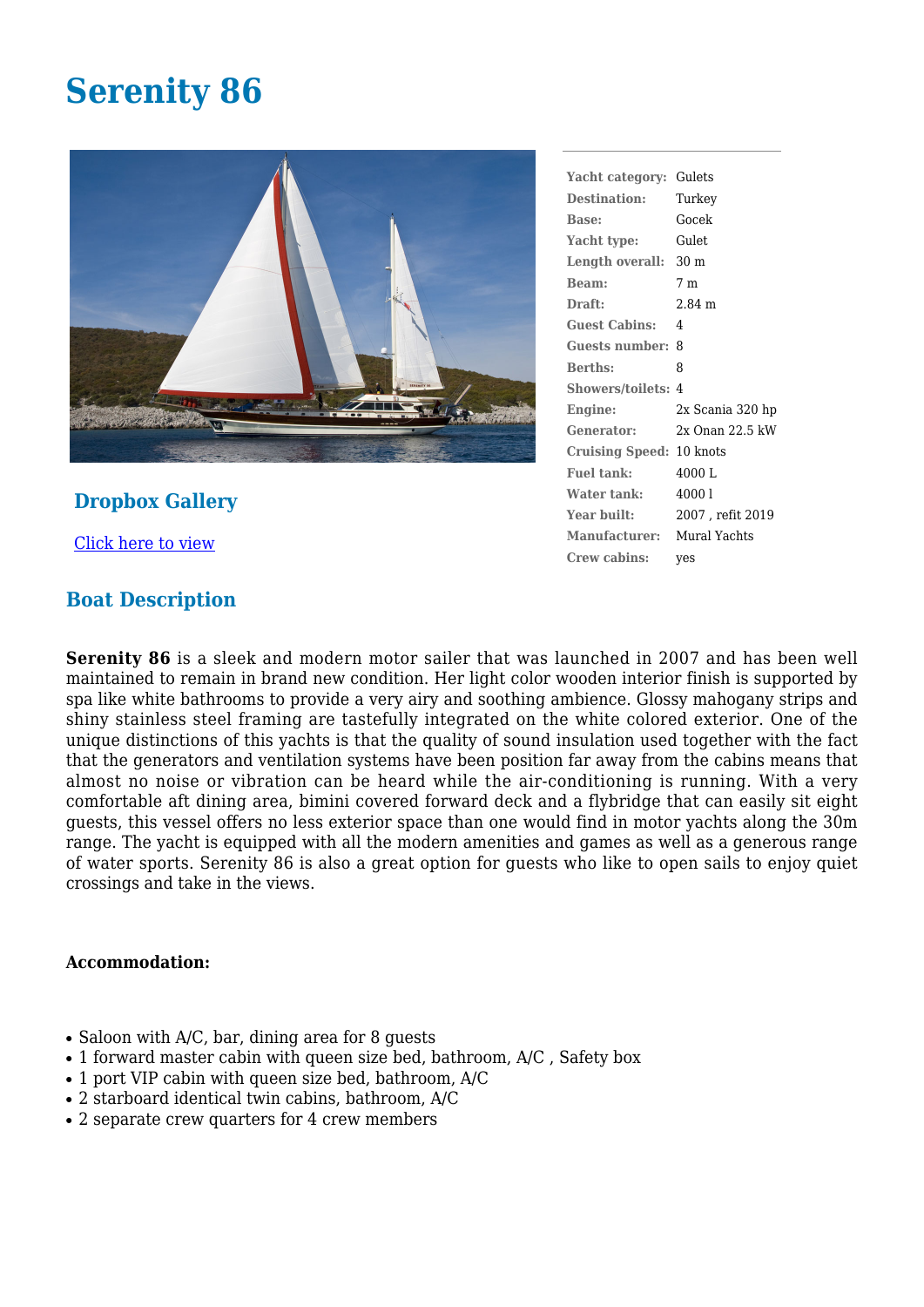# Serenity 86

| | |
|---|---|
| **Yacht category:** | Gulets |
| **Destination:** | Turkey |
| **Base:** | Gocek |
| **Yacht type:** | Gulet |
| **Length overall:** | 30 m |
| **Beam:** | 7 m |
| **Draft:** | 2.84 m |
| **Guest Cabins:** | 4 |
| **Guests number:** | 8 |
| **Berths:** | 8 |
| **Showers/toilets:** | 4 |
| **Engine:** | 2x Scania 320 hp |
| **Generator:** | 2x Onan 22.5 kW |
| **Cruising Speed:** | 10 knots |
| **Fuel tank:** | 4000 L |
| **Water tank:** | 4000 l |
| **Year built:** | 2007 , refit 2019 |
| **Manufacturer:** | Mural Yachts |
| **Crew cabins:** | yes |

## Dropbox Gallery

Click here to view

## Boat Description

**Serenity 86** is a sleek and modern motor sailer that was launched in 2007 and has been well maintained to remain in brand new condition. Her light color wooden interior finish is supported by spa like white bathrooms to provide a very airy and soothing ambience. Glossy mahogany strips and shiny stainless steel framing are tastefully integrated on the white colored exterior. One of the unique distinctions of this yachts is that the quality of sound insulation used together with the fact that the generators and ventilation systems have been position far away from the cabins means that almost no noise or vibration can be heard while the air-conditioning is running. With a very comfortable aft dining area, bimini covered forward deck and a flybridge that can easily sit eight guests, this vessel offers no less exterior space than one would find in motor yachts along the 30m range. The yacht is equipped with all the modern amenities and games as well as a generous range of water sports. Serenity 86 is also a great option for guests who like to open sails to enjoy quiet crossings and take in the views.

**Accommodation:**

- Saloon with A/C, bar, dining area for 8 guests
- 1 forward master cabin with queen size bed, bathroom, A/C , Safety box
- 1 port VIP cabin with queen size bed, bathroom, A/C
- 2 starboard identical twin cabins, bathroom, A/C
- 2 separate crew quarters for 4 crew members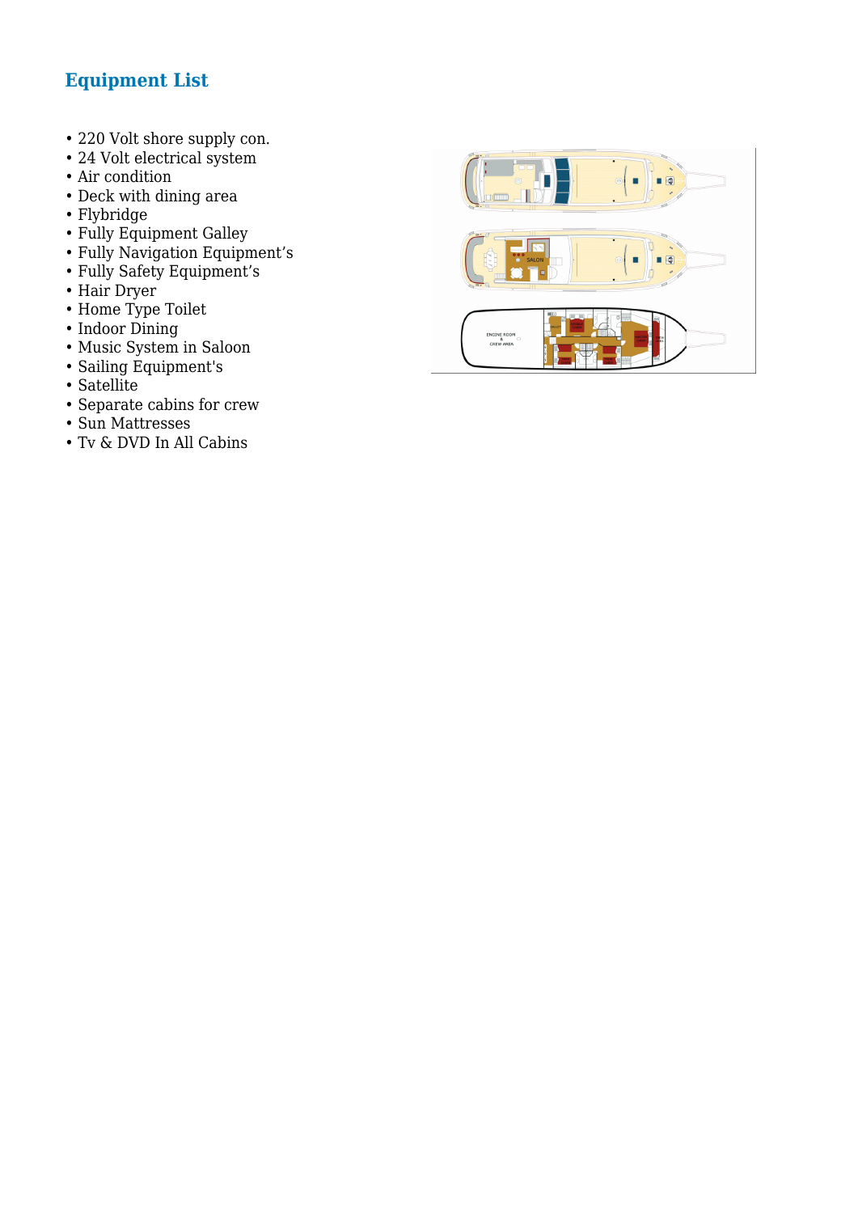## Equipment List

- 220 Volt shore supply con.
- 24 Volt electrical system
- Air condition
- Deck with dining area
- Flybridge
- Fully Equipment Galley
- Fully Navigation Equipment’s
- Fully Safety Equipment’s
- Hair Dryer
- Home Type Toilet
- Indoor Dining
- Music System in Saloon
- Sailing Equipment's
- Satellite
- Separate cabins for crew
- Sun Mattresses
- Tv & DVD In All Cabins